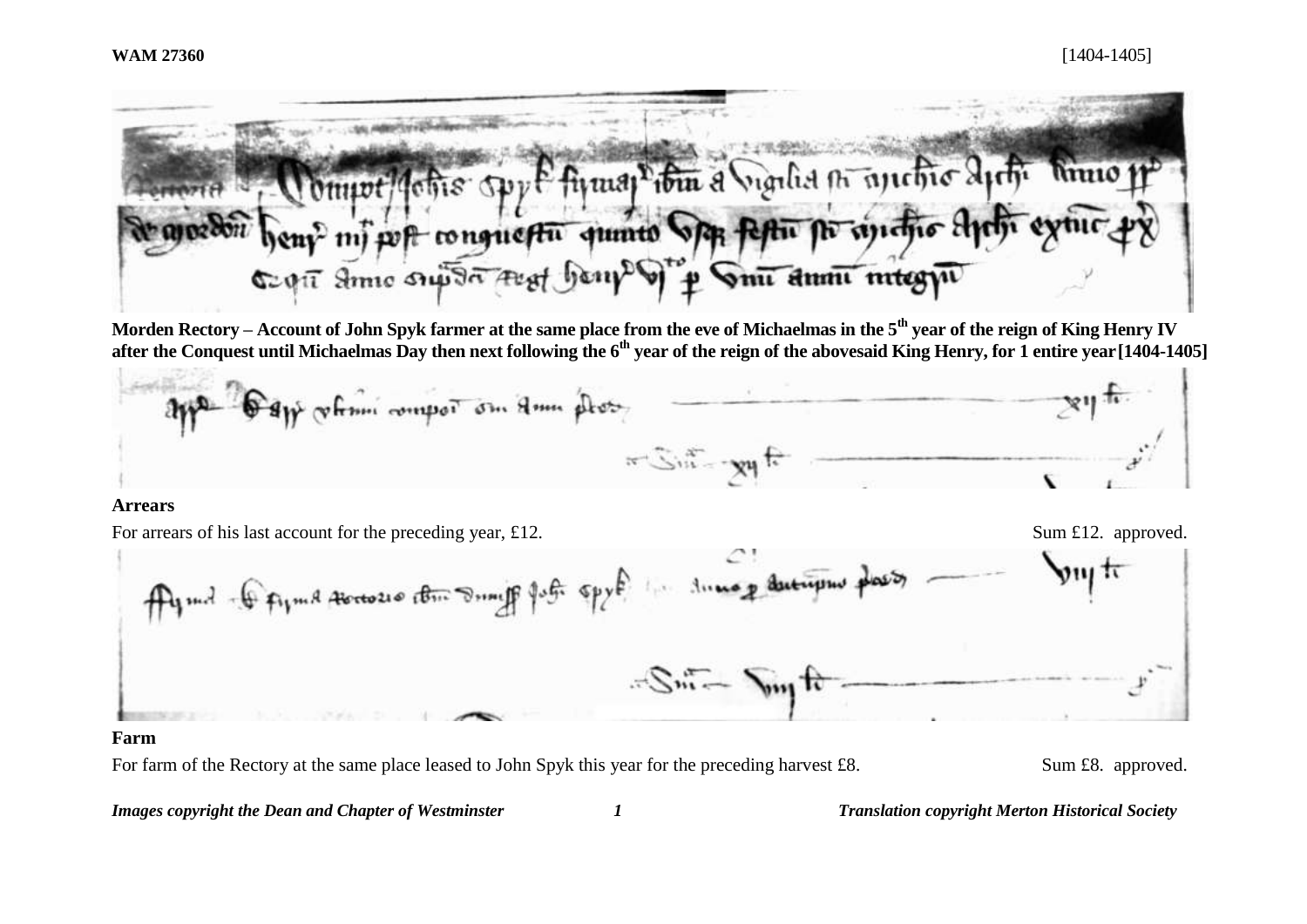**WAM 27360** [1404-1405]

**Morden Rectory – Account of John Spyk farmer at the same place from the eve of Michaelmas in the 5th year of the reign of King Henry IV after the Conquest until Michaelmas Day then next following the 6th year of the reign of the abovesaid King Henry, for 1 entire year [1404-1405]**

**Arrears**

For arrears of his last account for the preceding year, £12. Sum £12. approved.

**Farm**

For farm of the Rectory at the same place leased to John Spyk this year for the preceding harvest £8. Sum £8. approved.

*Images copyright the Dean and Chapter of Westminster* *Translation copyright Merton Historical Society*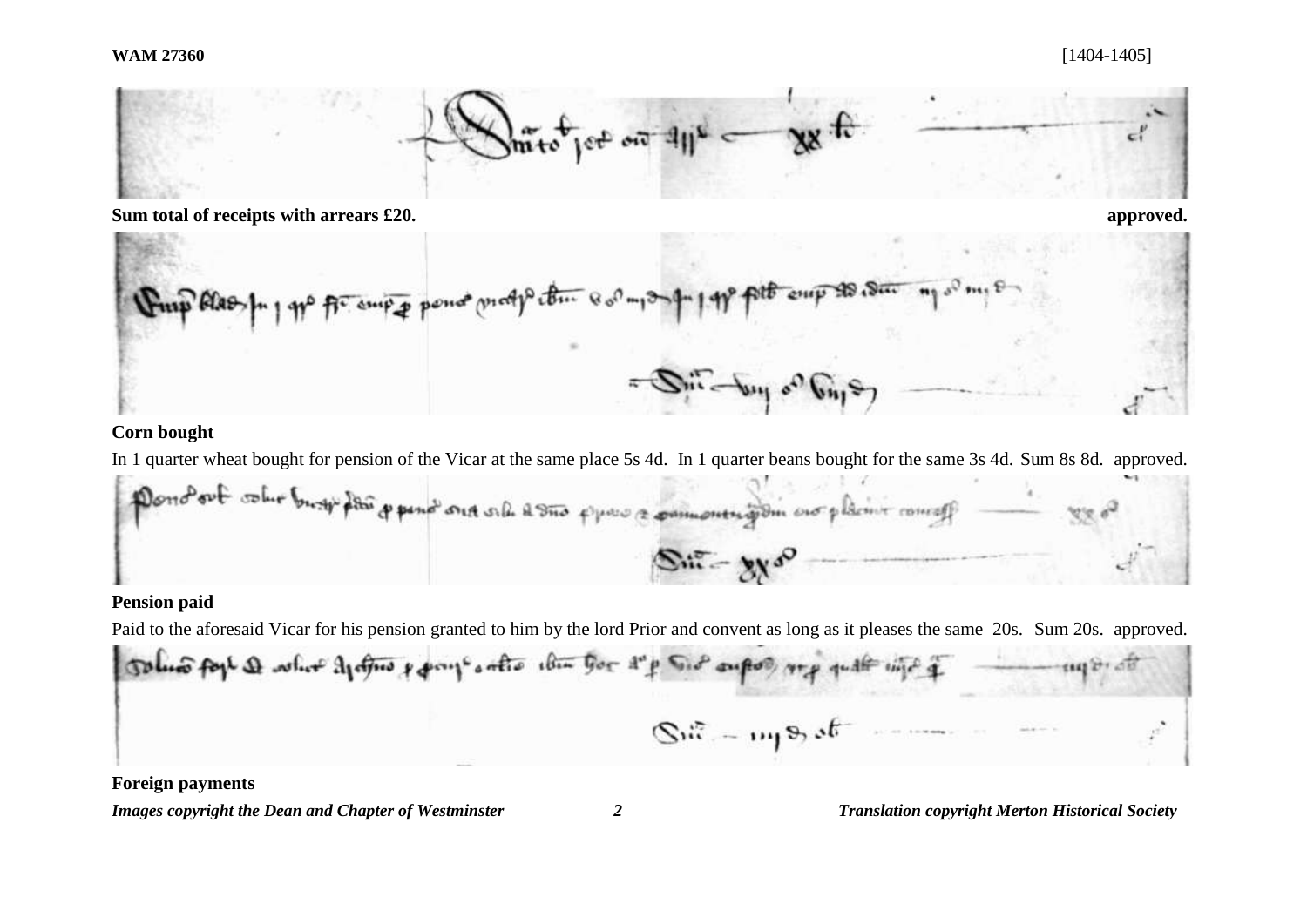Sum total of receipts with arrears £20. **approved.**

**Corn bought**

In 1 quarter wheat bought for pension of the Vicar at the same place 5s 4d. In 1 quarter beans bought for the same 3s 4d. Sum 8s 8d. approved.

**Pension paid**

Paid to the aforesaid Vicar for his pension granted to him by the lord Prior and convent as long as it pleases the same 20s. Sum 20s. approved.

**Foreign payments**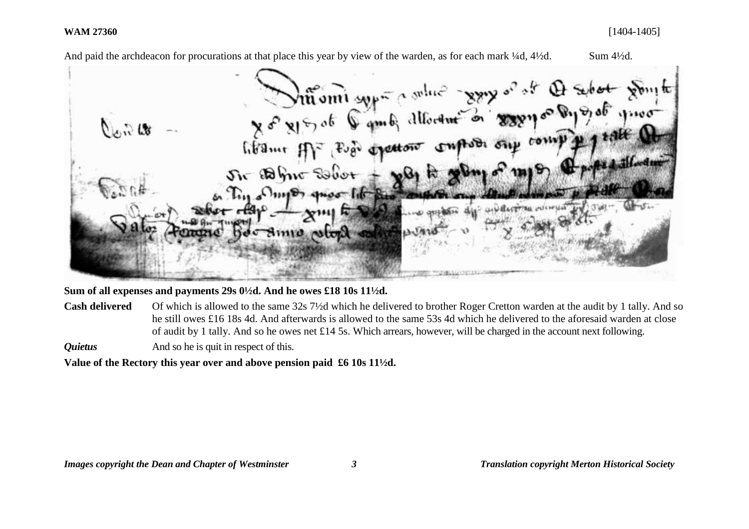**WAM 27360** [1404-1405]

And paid the archdeacon for procurations at that place this year by view of the warden, as for each mark ¼d, 4½d. Sum 4½d.

**Sum of all expenses and payments 29s 0½d. And he owes £18 10s 11½d.**

**Cash delivered** Of which is allowed to the same 32s 7½d which he delivered to brother Roger Cretton warden at the audit by 1 tally. And so he still owes £16 18s 4d. And afterwards is allowed to the same 53s 4d which he delivered to the aforesaid warden at close of audit by 1 tally. And so he owes net £14 5s. Which arrears, however, will be charged in the account next following.

***Quietus*** And so he is quit in respect of this.

**Value of the Rectory this year over and above pension paid £6 10s 11½d.**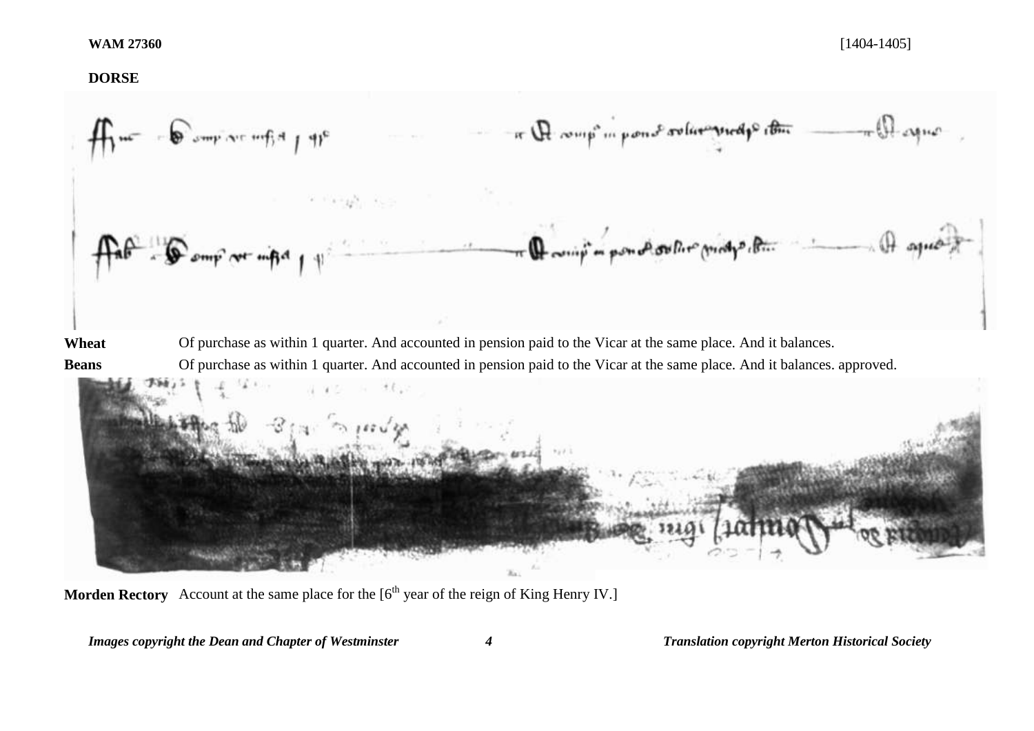**WAM 27360** [1404-1405]

**DORSE**

| | |
|---|---|
| **Wheat** | Of purchase as within 1 quarter. And accounted in pension paid to the Vicar at the same place. And it balances. |
| **Beans** | Of purchase as within 1 quarter. And accounted in pension paid to the Vicar at the same place. And it balances. approved. |

**Morden Rectory** Account at the same place for the [6th year of the reign of King Henry IV.]

*Images copyright the Dean and Chapter of Westminster* *Translation copyright Merton Historical Society*